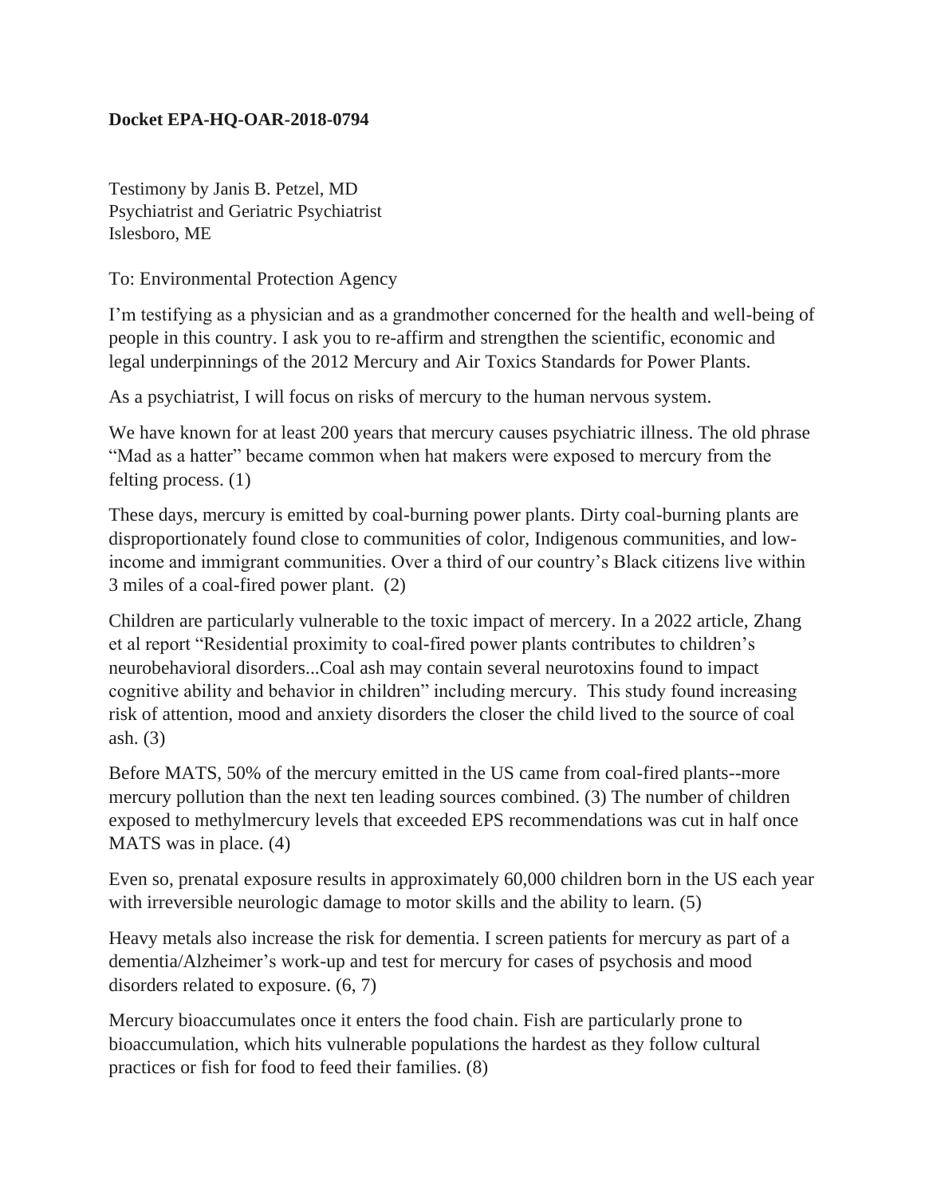**Docket EPA-HQ-OAR-2018-0794**

Testimony by Janis B. Petzel, MD
Psychiatrist and Geriatric Psychiatrist
Islesboro, ME

To: Environmental Protection Agency

I'm testifying as a physician and as a grandmother concerned for the health and well-being of people in this country. I ask you to re-affirm and strengthen the scientific, economic and legal underpinnings of the 2012 Mercury and Air Toxics Standards for Power Plants.

As a psychiatrist, I will focus on risks of mercury to the human nervous system.

We have known for at least 200 years that mercury causes psychiatric illness. The old phrase "Mad as a hatter" became common when hat makers were exposed to mercury from the felting process. (1)

These days, mercury is emitted by coal-burning power plants. Dirty coal-burning plants are disproportionately found close to communities of color, Indigenous communities, and low-income and immigrant communities. Over a third of our country's Black citizens live within 3 miles of a coal-fired power plant. (2)

Children are particularly vulnerable to the toxic impact of mercery. In a 2022 article, Zhang et al report "Residential proximity to coal-fired power plants contributes to children's neurobehavioral disorders...Coal ash may contain several neurotoxins found to impact cognitive ability and behavior in children" including mercury. This study found increasing risk of attention, mood and anxiety disorders the closer the child lived to the source of coal ash. (3)

Before MATS, 50% of the mercury emitted in the US came from coal-fired plants--more mercury pollution than the next ten leading sources combined. (3) The number of children exposed to methylmercury levels that exceeded EPS recommendations was cut in half once MATS was in place. (4)

Even so, prenatal exposure results in approximately 60,000 children born in the US each year with irreversible neurologic damage to motor skills and the ability to learn. (5)

Heavy metals also increase the risk for dementia. I screen patients for mercury as part of a dementia/Alzheimer's work-up and test for mercury for cases of psychosis and mood disorders related to exposure. (6, 7)

Mercury bioaccumulates once it enters the food chain. Fish are particularly prone to bioaccumulation, which hits vulnerable populations the hardest as they follow cultural practices or fish for food to feed their families. (8)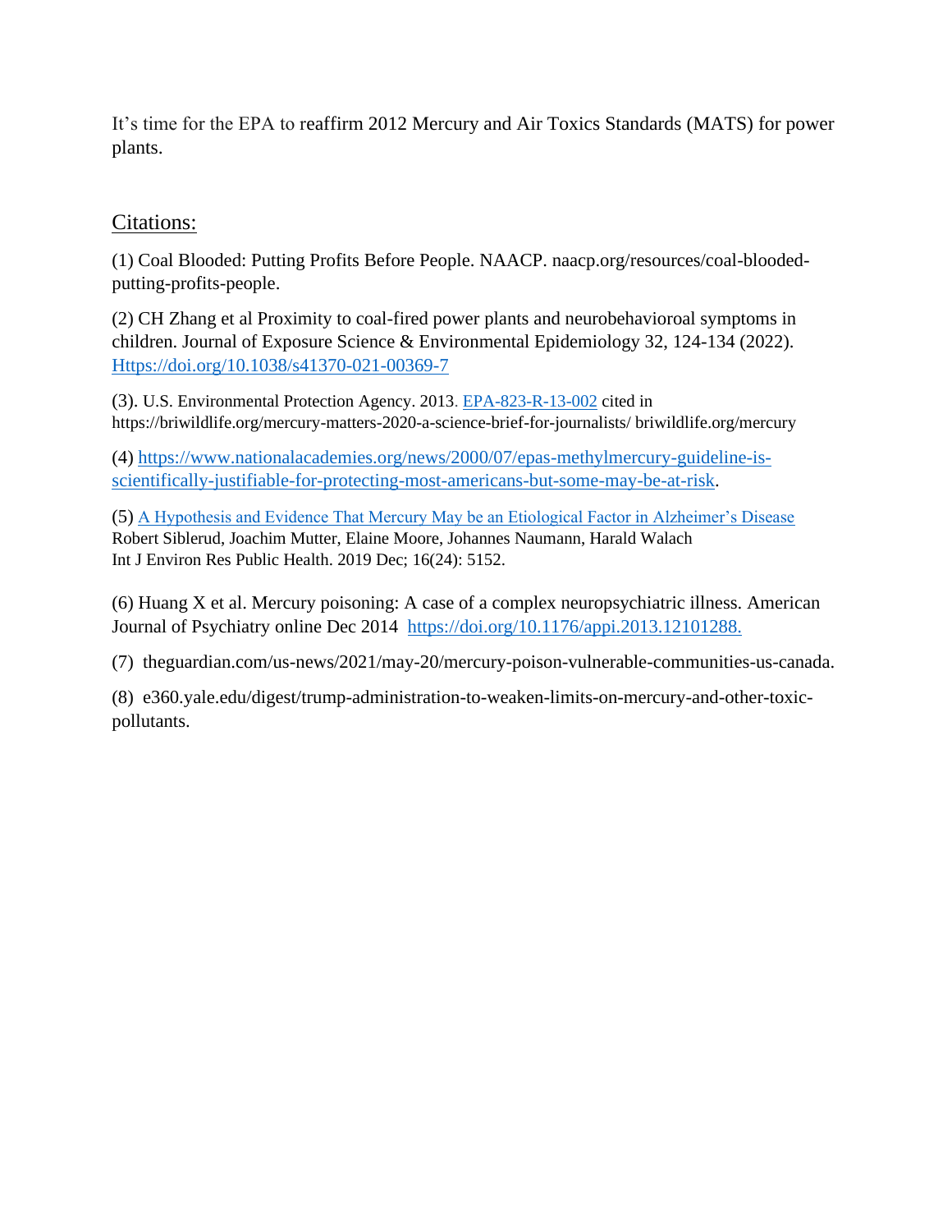It's time for the EPA to reaffirm 2012 Mercury and Air Toxics Standards (MATS) for power plants.

## Citations:

(1) Coal Blooded: Putting Profits Before People. NAACP. naacp.org/resources/coal-blooded-putting-profits-people.

(2) CH Zhang et al Proximity to coal-fired power plants and neurobehavioroal symptoms in children. Journal of Exposure Science & Environmental Epidemiology 32, 124-134 (2022). [Https://doi.org/10.1038/s41370-021-00369-7](Https://doi.org/10.1038/s41370-021-00369-7)

(3). U.S. Environmental Protection Agency. 2013. EPA-823-R-13-002 cited in https://briwildlife.org/mercury-matters-2020-a-science-brief-for-journalists/ briwildlife.org/mercury

(4) [https://www.nationalacademies.org/news/2000/07/epas-methylmercury-guideline-is-scientifically-justifiable-for-protecting-most-americans-but-some-may-be-at-risk](https://www.nationalacademies.org/news/2000/07/epas-methylmercury-guideline-is-scientifically-justifiable-for-protecting-most-americans-but-some-may-be-at-risk).

(5) A Hypothesis and Evidence That Mercury May be an Etiological Factor in Alzheimer's Disease
Robert Siblerud, Joachim Mutter, Elaine Moore, Johannes Naumann, Harald Walach
Int J Environ Res Public Health. 2019 Dec; 16(24): 5152.

(6) Huang X et al. Mercury poisoning: A case of a complex neuropsychiatric illness. American Journal of Psychiatry online Dec 2014 [https://doi.org/10.1176/appi.2013.12101288.](https://doi.org/10.1176/appi.2013.12101288)

(7) theguardian.com/us-news/2021/may-20/mercury-poison-vulnerable-communities-us-canada.

(8) e360.yale.edu/digest/trump-administration-to-weaken-limits-on-mercury-and-other-toxic-pollutants.